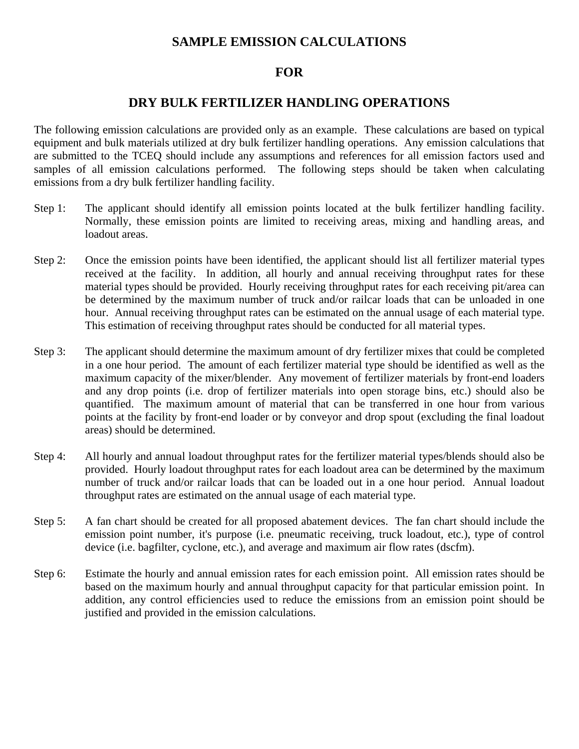# SAMPLE EMISSION CALCULATIONS

# FOR

# DRY BULK FERTILIZER HANDLING OPERATIONS

The following emission calculations are provided only as an example. These calculations are based on typical equipment and bulk materials utilized at dry bulk fertilizer handling operations. Any emission calculations that are submitted to the TCEQ should include any assumptions and references for all emission factors used and samples of all emission calculations performed. The following steps should be taken when calculating emissions from a dry bulk fertilizer handling facility.

Step 1: The applicant should identify all emission points located at the bulk fertilizer handling facility. Normally, these emission points are limited to receiving areas, mixing and handling areas, and loadout areas.

Step 2: Once the emission points have been identified, the applicant should list all fertilizer material types received at the facility. In addition, all hourly and annual receiving throughput rates for these material types should be provided. Hourly receiving throughput rates for each receiving pit/area can be determined by the maximum number of truck and/or railcar loads that can be unloaded in one hour. Annual receiving throughput rates can be estimated on the annual usage of each material type. This estimation of receiving throughput rates should be conducted for all material types.

Step 3: The applicant should determine the maximum amount of dry fertilizer mixes that could be completed in a one hour period. The amount of each fertilizer material type should be identified as well as the maximum capacity of the mixer/blender. Any movement of fertilizer materials by front-end loaders and any drop points (i.e. drop of fertilizer materials into open storage bins, etc.) should also be quantified. The maximum amount of material that can be transferred in one hour from various points at the facility by front-end loader or by conveyor and drop spout (excluding the final loadout areas) should be determined.

Step 4: All hourly and annual loadout throughput rates for the fertilizer material types/blends should also be provided. Hourly loadout throughput rates for each loadout area can be determined by the maximum number of truck and/or railcar loads that can be loaded out in a one hour period. Annual loadout throughput rates are estimated on the annual usage of each material type.

Step 5: A fan chart should be created for all proposed abatement devices. The fan chart should include the emission point number, it's purpose (i.e. pneumatic receiving, truck loadout, etc.), type of control device (i.e. bagfilter, cyclone, etc.), and average and maximum air flow rates (dscfm).

Step 6: Estimate the hourly and annual emission rates for each emission point. All emission rates should be based on the maximum hourly and annual throughput capacity for that particular emission point. In addition, any control efficiencies used to reduce the emissions from an emission point should be justified and provided in the emission calculations.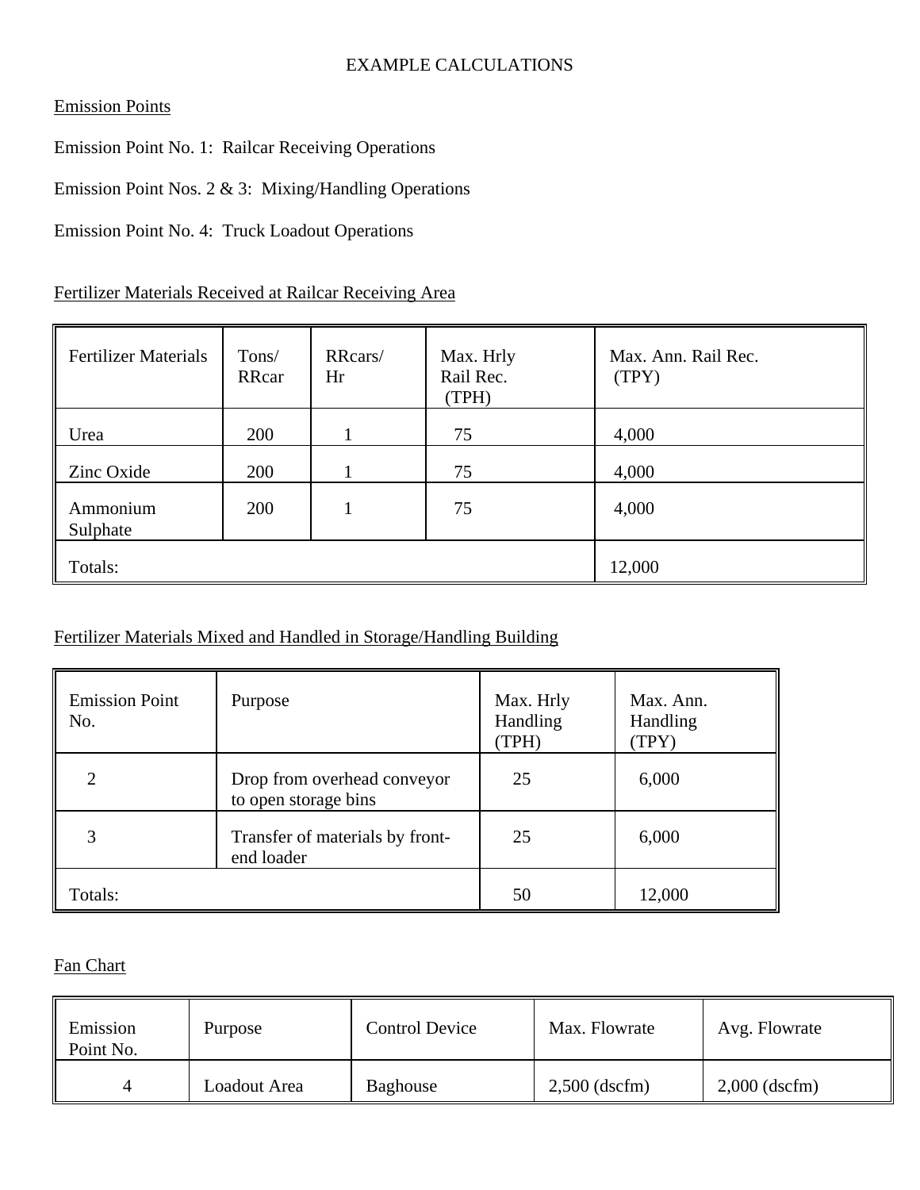# EXAMPLE CALCULATIONS

Emission Points

Emission Point No. 1: Railcar Receiving Operations

Emission Point Nos. 2 & 3: Mixing/Handling Operations

Emission Point No. 4: Truck Loadout Operations

Fertilizer Materials Received at Railcar Receiving Area

| Fertilizer Materials | Tons/ RRcar | RRcars/ Hr | Max. Hrly Rail Rec. (TPH) | Max. Ann. Rail Rec. (TPY) |
|---|---|---|---|---|
| Urea | 200 | 1 | 75 | 4,000 |
| Zinc Oxide | 200 | 1 | 75 | 4,000 |
| Ammonium Sulphate | 200 | 1 | 75 | 4,000 |
| Totals: | | | | 12,000 |

Fertilizer Materials Mixed and Handled in Storage/Handling Building

| Emission Point No. | Purpose | Max. Hrly Handling (TPH) | Max. Ann. Handling (TPY) |
|---|---|---|---|
| 2 | Drop from overhead conveyor to open storage bins | 25 | 6,000 |
| 3 | Transfer of materials by front-end loader | 25 | 6,000 |
| Totals: | | 50 | 12,000 |

Fan Chart

| Emission Point No. | Purpose | Control Device | Max. Flowrate | Avg. Flowrate |
|---|---|---|---|---|
| 4 | Loadout Area | Baghouse | 2,500 (dscfm) | 2,000 (dscfm) |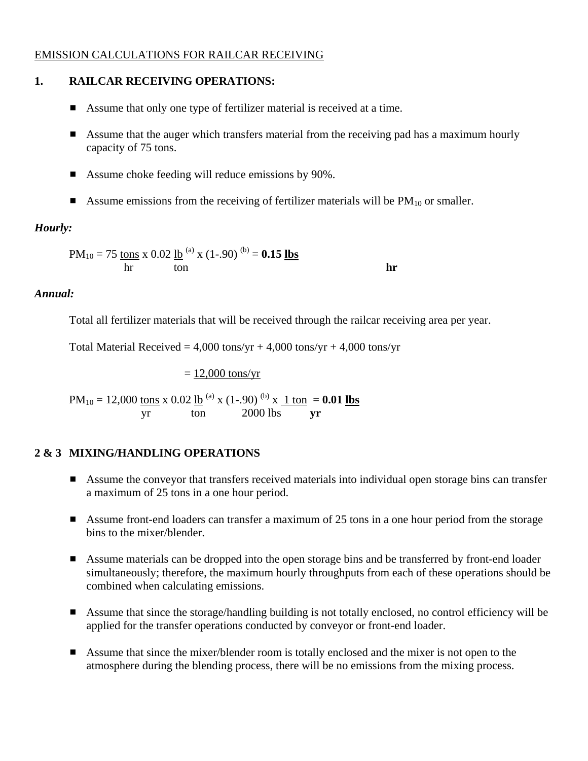EMISSION CALCULATIONS FOR RAILCAR RECEIVING

## 1. RAILCAR RECEIVING OPERATIONS:

- Assume that only one type of fertilizer material is received at a time.
- Assume that the auger which transfers material from the receiving pad has a maximum hourly capacity of 75 tons.
- Assume choke feeding will reduce emissions by 90%.
- Assume emissions from the receiving of fertilizer materials will be $PM_{10}$ or smaller.

***Hourly:***

$$PM_{10} = 75 \frac{\text{tons}}{\text{hr}} \times 0.02 \frac{\text{lb}}{\text{ton}}^{(a)} \times (1-.90)^{(b)} = \mathbf{0.15} \frac{\mathbf{lbs}}{\mathbf{hr}}$$

***Annual:***

Total all fertilizer materials that will be received through the railcar receiving area per year.

Total Material Received = 4,000 tons/yr + 4,000 tons/yr + 4,000 tons/yr

= 12,000 tons/yr

$$PM_{10} = 12{,}000 \frac{\text{tons}}{\text{yr}} \times 0.02 \frac{\text{lb}}{\text{ton}}^{(a)} \times (1-.90)^{(b)} \times \frac{1 \text{ ton}}{2000 \text{ lbs}} = \mathbf{0.01} \frac{\mathbf{lbs}}{\mathbf{yr}}$$

## 2 & 3 MIXING/HANDLING OPERATIONS

- Assume the conveyor that transfers received materials into individual open storage bins can transfer a maximum of 25 tons in a one hour period.
- Assume front-end loaders can transfer a maximum of 25 tons in a one hour period from the storage bins to the mixer/blender.
- Assume materials can be dropped into the open storage bins and be transferred by front-end loader simultaneously; therefore, the maximum hourly throughputs from each of these operations should be combined when calculating emissions.
- Assume that since the storage/handling building is not totally enclosed, no control efficiency will be applied for the transfer operations conducted by conveyor or front-end loader.
- Assume that since the mixer/blender room is totally enclosed and the mixer is not open to the atmosphere during the blending process, there will be no emissions from the mixing process.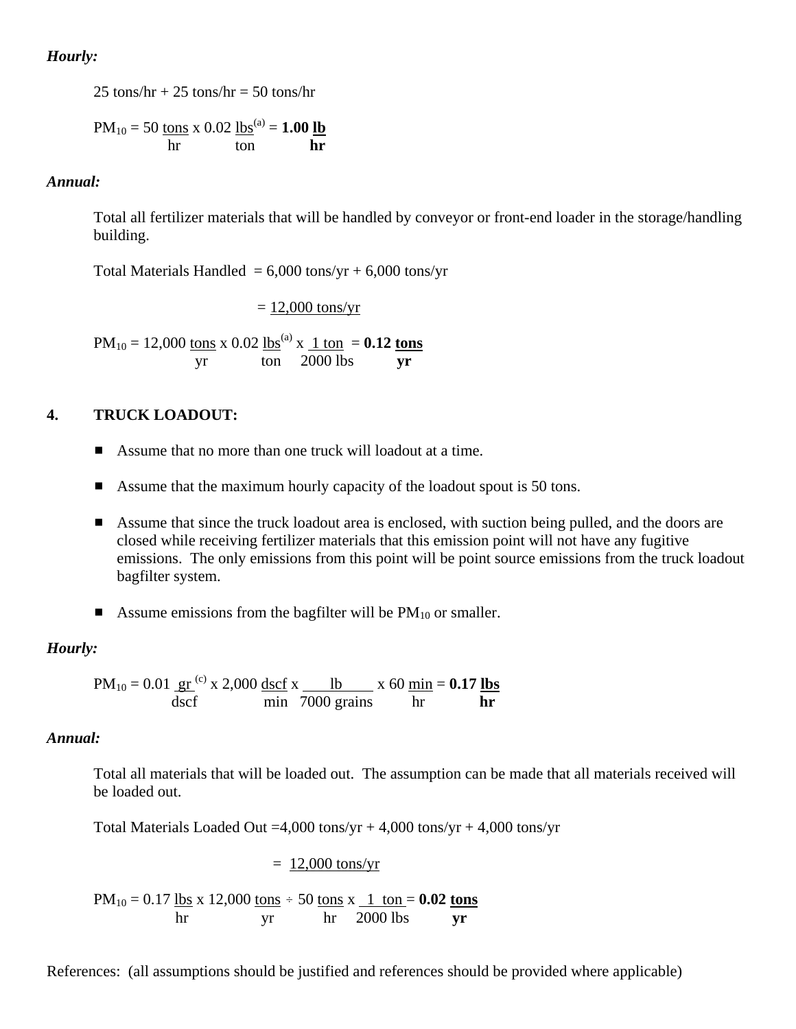***Hourly:***

25 tons/hr + 25 tons/hr = 50 tons/hr

$$PM_{10} = 50 \frac{\text{tons}}{\text{hr}} \times 0.02 \frac{\text{lbs}^{(a)}}{\text{ton}} = \mathbf{1.00} \frac{\textbf{lb}}{\textbf{hr}}$$

***Annual:***

Total all fertilizer materials that will be handled by conveyor or front-end loader in the storage/handling building.

Total Materials Handled = 6,000 tons/yr + 6,000 tons/yr

= 12,000 tons/yr

$$PM_{10} = 12{,}000 \frac{\text{tons}}{\text{yr}} \times 0.02 \frac{\text{lbs}^{(a)}}{\text{ton}} \times \frac{1 \text{ ton}}{2000 \text{ lbs}} = \mathbf{0.12} \frac{\textbf{tons}}{\textbf{yr}}$$

**4. TRUCK LOADOUT:**

- Assume that no more than one truck will loadout at a time.
- Assume that the maximum hourly capacity of the loadout spout is 50 tons.
- Assume that since the truck loadout area is enclosed, with suction being pulled, and the doors are closed while receiving fertilizer materials that this emission point will not have any fugitive emissions. The only emissions from this point will be point source emissions from the truck loadout bagfilter system.
- Assume emissions from the bagfilter will be $PM_{10}$ or smaller.

***Hourly:***

$$PM_{10} = 0.01 \frac{\text{gr}^{(c)}}{\text{dscf}} \times 2{,}000 \frac{\text{dscf}}{\text{min}} \times \frac{\text{lb}}{7000 \text{ grains}} \times 60 \frac{\text{min}}{\text{hr}} = \mathbf{0.17} \frac{\textbf{lbs}}{\textbf{hr}}$$

***Annual:***

Total all materials that will be loaded out. The assumption can be made that all materials received will be loaded out.

Total Materials Loaded Out =4,000 tons/yr + 4,000 tons/yr + 4,000 tons/yr

= 12,000 tons/yr

$$PM_{10} = 0.17 \frac{\text{lbs}}{\text{hr}} \times 12{,}000 \frac{\text{tons}}{\text{yr}} \div 50 \frac{\text{tons}}{\text{hr}} \times \frac{1 \text{ ton}}{2000 \text{ lbs}} = \mathbf{0.02} \frac{\textbf{tons}}{\textbf{yr}}$$

References: (all assumptions should be justified and references should be provided where applicable)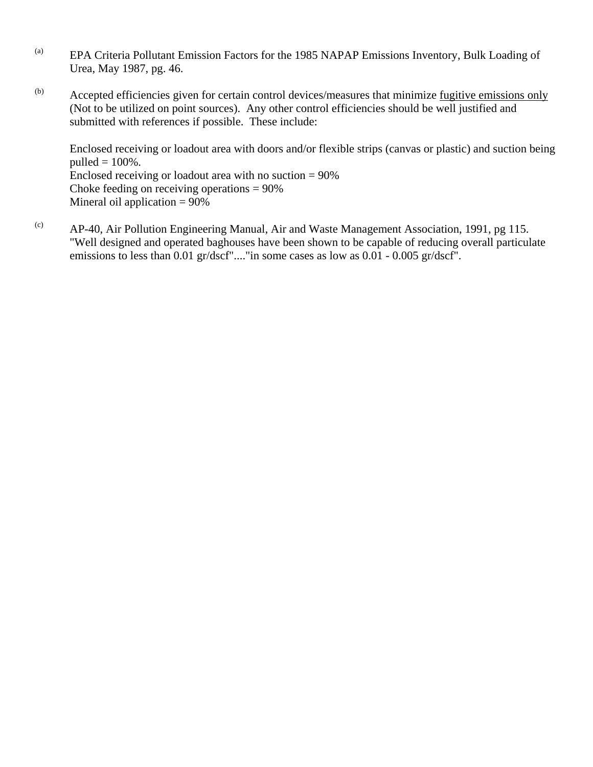[(a)] EPA Criteria Pollutant Emission Factors for the 1985 NAPAP Emissions Inventory, Bulk Loading of Urea, May 1987, pg. 46.

[(b)] Accepted efficiencies given for certain control devices/measures that minimize <u>fugitive emissions only</u> (Not to be utilized on point sources). Any other control efficiencies should be well justified and submitted with references if possible. These include:

Enclosed receiving or loadout area with doors and/or flexible strips (canvas or plastic) and suction being pulled = 100%.
Enclosed receiving or loadout area with no suction = 90%
Choke feeding on receiving operations = 90%
Mineral oil application = 90%

[(c)] AP-40, Air Pollution Engineering Manual, Air and Waste Management Association, 1991, pg 115. "Well designed and operated baghouses have been shown to be capable of reducing overall particulate emissions to less than 0.01 gr/dscf"...."in some cases as low as 0.01 - 0.005 gr/dscf".